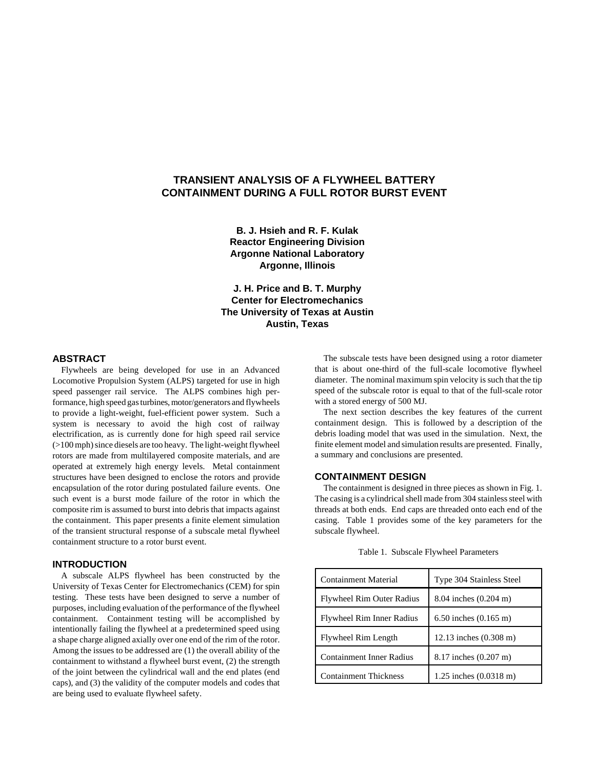# TRANSIENT ANALYSIS OF A FLYWHEEL BATTERY CONTAINMENT DURING A FULL ROTOR BURST EVENT

**B. J. Hsieh and R. F. Kulak**
**Reactor Engineering Division**
**Argonne National Laboratory**
**Argonne, Illinois**

**J. H. Price and B. T. Murphy**
**Center for Electromechanics**
**The University of Texas at Austin**
**Austin, Texas**

## ABSTRACT

Flywheels are being developed for use in an Advanced Locomotive Propulsion System (ALPS) targeted for use in high speed passenger rail service. The ALPS combines high performance, high speed gas turbines, motor/generators and flywheels to provide a light-weight, fuel-efficient power system. Such a system is necessary to avoid the high cost of railway electrification, as is currently done for high speed rail service (>100 mph) since diesels are too heavy. The light-weight flywheel rotors are made from multilayered composite materials, and are operated at extremely high energy levels. Metal containment structures have been designed to enclose the rotors and provide encapsulation of the rotor during postulated failure events. One such event is a burst mode failure of the rotor in which the composite rim is assumed to burst into debris that impacts against the containment. This paper presents a finite element simulation of the transient structural response of a subscale metal flywheel containment structure to a rotor burst event.

## INTRODUCTION

A subscale ALPS flywheel has been constructed by the University of Texas Center for Electromechanics (CEM) for spin testing. These tests have been designed to serve a number of purposes, including evaluation of the performance of the flywheel containment. Containment testing will be accomplished by intentionally failing the flywheel at a predetermined speed using a shape charge aligned axially over one end of the rim of the rotor. Among the issues to be addressed are (1) the overall ability of the containment to withstand a flywheel burst event, (2) the strength of the joint between the cylindrical wall and the end plates (end caps), and (3) the validity of the computer models and codes that are being used to evaluate flywheel safety.

The subscale tests have been designed using a rotor diameter that is about one-third of the full-scale locomotive flywheel diameter. The nominal maximum spin velocity is such that the tip speed of the subscale rotor is equal to that of the full-scale rotor with a stored energy of 500 MJ.

The next section describes the key features of the current containment design. This is followed by a description of the debris loading model that was used in the simulation. Next, the finite element model and simulation results are presented. Finally, a summary and conclusions are presented.

## CONTAINMENT DESIGN

The containment is designed in three pieces as shown in Fig. 1. The casing is a cylindrical shell made from 304 stainless steel with threads at both ends. End caps are threaded onto each end of the casing. Table 1 provides some of the key parameters for the subscale flywheel.

Table 1. Subscale Flywheel Parameters

| Parameter | Value |
|---|---|
| Containment Material | Type 304 Stainless Steel |
| Flywheel Rim Outer Radius | 8.04 inches (0.204 m) |
| Flywheel Rim Inner Radius | 6.50 inches (0.165 m) |
| Flywheel Rim Length | 12.13 inches (0.308 m) |
| Containment Inner Radius | 8.17 inches (0.207 m) |
| Containment Thickness | 1.25 inches (0.0318 m) |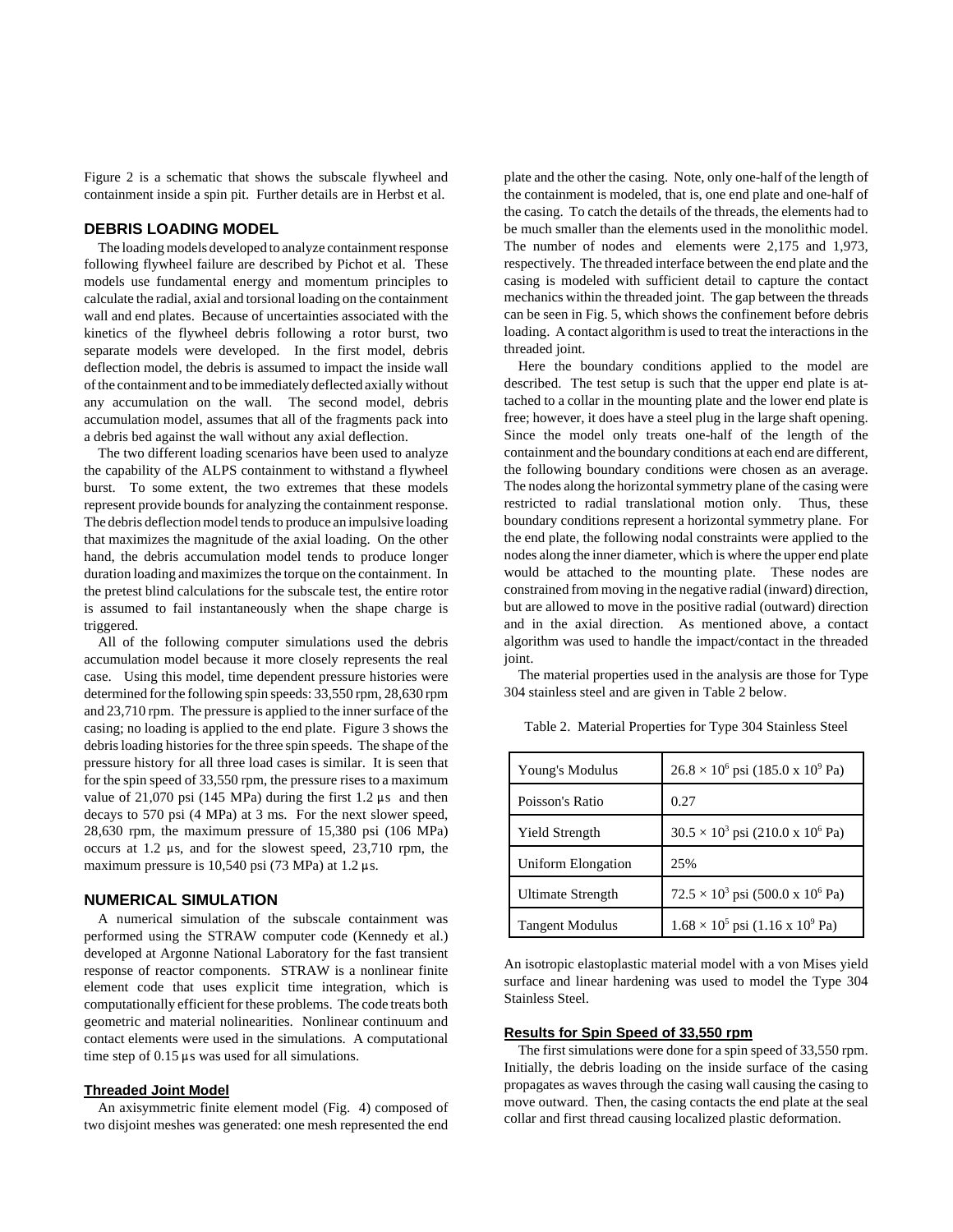Figure 2 is a schematic that shows the subscale flywheel and containment inside a spin pit. Further details are in Herbst et al.

## DEBRIS LOADING MODEL

The loading models developed to analyze containment response following flywheel failure are described by Pichot et al. These models use fundamental energy and momentum principles to calculate the radial, axial and torsional loading on the containment wall and end plates. Because of uncertainties associated with the kinetics of the flywheel debris following a rotor burst, two separate models were developed. In the first model, debris deflection model, the debris is assumed to impact the inside wall of the containment and to be immediately deflected axially without any accumulation on the wall. The second model, debris accumulation model, assumes that all of the fragments pack into a debris bed against the wall without any axial deflection.

The two different loading scenarios have been used to analyze the capability of the ALPS containment to withstand a flywheel burst. To some extent, the two extremes that these models represent provide bounds for analyzing the containment response. The debris deflection model tends to produce an impulsive loading that maximizes the magnitude of the axial loading. On the other hand, the debris accumulation model tends to produce longer duration loading and maximizes the torque on the containment. In the pretest blind calculations for the subscale test, the entire rotor is assumed to fail instantaneously when the shape charge is triggered.

All of the following computer simulations used the debris accumulation model because it more closely represents the real case. Using this model, time dependent pressure histories were determined for the following spin speeds: 33,550 rpm, 28,630 rpm and 23,710 rpm. The pressure is applied to the inner surface of the casing; no loading is applied to the end plate. Figure 3 shows the debris loading histories for the three spin speeds. The shape of the pressure history for all three load cases is similar. It is seen that for the spin speed of 33,550 rpm, the pressure rises to a maximum value of 21,070 psi (145 MPa) during the first 1.2 µs and then decays to 570 psi (4 MPa) at 3 ms. For the next slower speed, 28,630 rpm, the maximum pressure of 15,380 psi (106 MPa) occurs at 1.2 µs, and for the slowest speed, 23,710 rpm, the maximum pressure is 10,540 psi (73 MPa) at 1.2 µs.

## NUMERICAL SIMULATION

A numerical simulation of the subscale containment was performed using the STRAW computer code (Kennedy et al.) developed at Argonne National Laboratory for the fast transient response of reactor components. STRAW is a nonlinear finite element code that uses explicit time integration, which is computationally efficient for these problems. The code treats both geometric and material nolinearities. Nonlinear continuum and contact elements were used in the simulations. A computational time step of 0.15 µs was used for all simulations.

### Threaded Joint Model

An axisymmetric finite element model (Fig. 4) composed of two disjoint meshes was generated: one mesh represented the end plate and the other the casing. Note, only one-half of the length of the containment is modeled, that is, one end plate and one-half of the casing. To catch the details of the threads, the elements had to be much smaller than the elements used in the monolithic model. The number of nodes and elements were 2,175 and 1,973, respectively. The threaded interface between the end plate and the casing is modeled with sufficient detail to capture the contact mechanics within the threaded joint. The gap between the threads can be seen in Fig. 5, which shows the confinement before debris loading. A contact algorithm is used to treat the interactions in the threaded joint.

Here the boundary conditions applied to the model are described. The test setup is such that the upper end plate is attached to a collar in the mounting plate and the lower end plate is free; however, it does have a steel plug in the large shaft opening. Since the model only treats one-half of the length of the containment and the boundary conditions at each end are different, the following boundary conditions were chosen as an average. The nodes along the horizontal symmetry plane of the casing were restricted to radial translational motion only. Thus, these boundary conditions represent a horizontal symmetry plane. For the end plate, the following nodal constraints were applied to the nodes along the inner diameter, which is where the upper end plate would be attached to the mounting plate. These nodes are constrained from moving in the negative radial (inward) direction, but are allowed to move in the positive radial (outward) direction and in the axial direction. As mentioned above, a contact algorithm was used to handle the impact/contact in the threaded joint.

The material properties used in the analysis are those for Type 304 stainless steel and are given in Table 2 below.

Table 2. Material Properties for Type 304 Stainless Steel

| | |
|---|---|
| Young's Modulus | $26.8 \times 10^6$ psi ($185.0 \times 10^9$ Pa) |
| Poisson's Ratio | 0.27 |
| Yield Strength | $30.5 \times 10^3$ psi ($210.0 \times 10^6$ Pa) |
| Uniform Elongation | 25% |
| Ultimate Strength | $72.5 \times 10^3$ psi ($500.0 \times 10^6$ Pa) |
| Tangent Modulus | $1.68 \times 10^5$ psi ($1.16 \times 10^9$ Pa) |

An isotropic elastoplastic material model with a von Mises yield surface and linear hardening was used to model the Type 304 Stainless Steel.

### Results for Spin Speed of 33,550 rpm

The first simulations were done for a spin speed of 33,550 rpm. Initially, the debris loading on the inside surface of the casing propagates as waves through the casing wall causing the casing to move outward. Then, the casing contacts the end plate at the seal collar and first thread causing localized plastic deformation.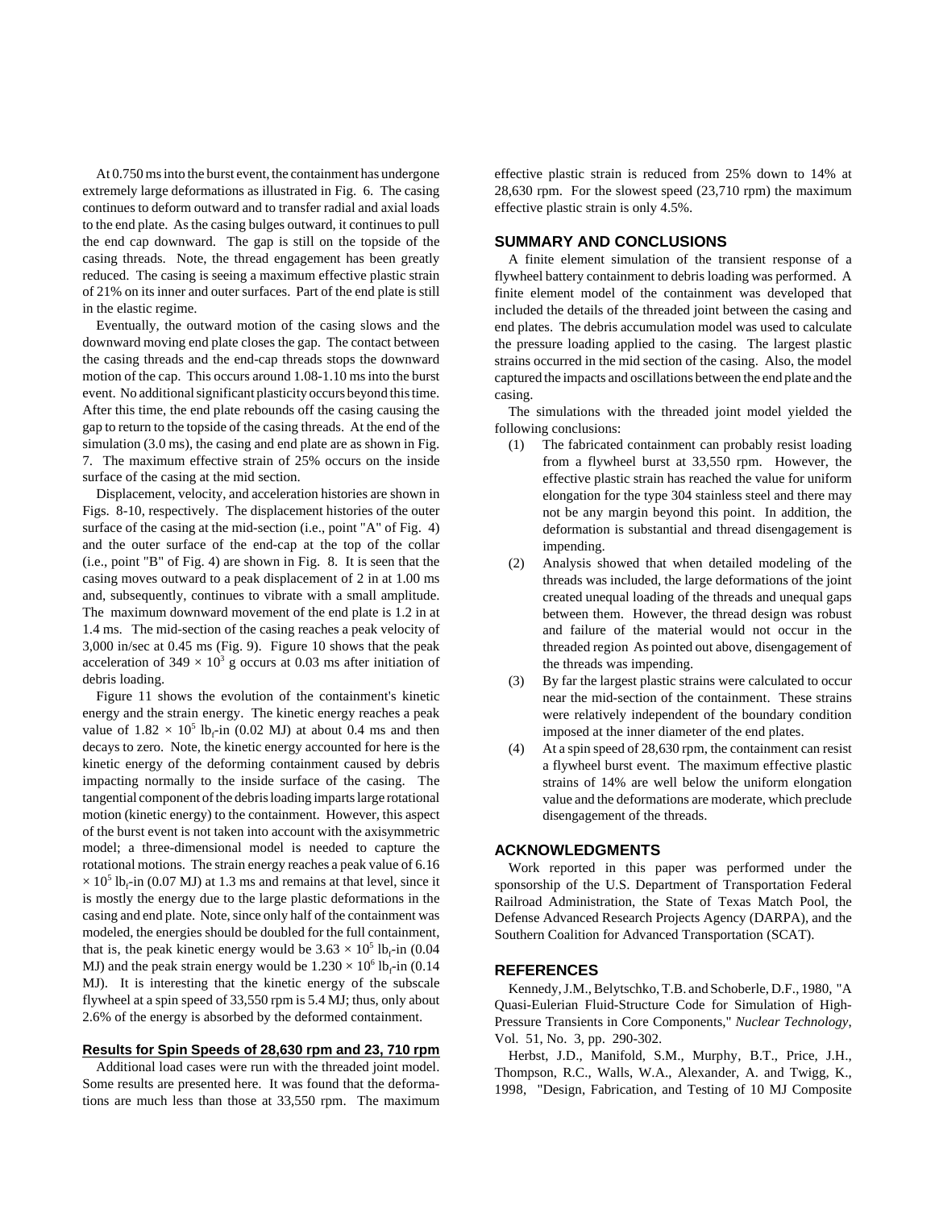At 0.750 ms into the burst event, the containment has undergone extremely large deformations as illustrated in Fig. 6. The casing continues to deform outward and to transfer radial and axial loads to the end plate. As the casing bulges outward, it continues to pull the end cap downward. The gap is still on the topside of the casing threads. Note, the thread engagement has been greatly reduced. The casing is seeing a maximum effective plastic strain of 21% on its inner and outer surfaces. Part of the end plate is still in the elastic regime.

Eventually, the outward motion of the casing slows and the downward moving end plate closes the gap. The contact between the casing threads and the end-cap threads stops the downward motion of the cap. This occurs around 1.08-1.10 ms into the burst event. No additional significant plasticity occurs beyond this time. After this time, the end plate rebounds off the casing causing the gap to return to the topside of the casing threads. At the end of the simulation (3.0 ms), the casing and end plate are as shown in Fig. 7. The maximum effective strain of 25% occurs on the inside surface of the casing at the mid section.

Displacement, velocity, and acceleration histories are shown in Figs. 8-10, respectively. The displacement histories of the outer surface of the casing at the mid-section (i.e., point "A" of Fig. 4) and the outer surface of the end-cap at the top of the collar (i.e., point "B" of Fig. 4) are shown in Fig. 8. It is seen that the casing moves outward to a peak displacement of 2 in at 1.00 ms and, subsequently, continues to vibrate with a small amplitude. The maximum downward movement of the end plate is 1.2 in at 1.4 ms. The mid-section of the casing reaches a peak velocity of 3,000 in/sec at 0.45 ms (Fig. 9). Figure 10 shows that the peak acceleration of $349 \times 10^3$ g occurs at 0.03 ms after initiation of debris loading.

Figure 11 shows the evolution of the containment's kinetic energy and the strain energy. The kinetic energy reaches a peak value of $1.82 \times 10^5$ $lb_f$-in (0.02 MJ) at about 0.4 ms and then decays to zero. Note, the kinetic energy accounted for here is the kinetic energy of the deforming containment caused by debris impacting normally to the inside surface of the casing. The tangential component of the debris loading imparts large rotational motion (kinetic energy) to the containment. However, this aspect of the burst event is not taken into account with the axisymmetric model; a three-dimensional model is needed to capture the rotational motions. The strain energy reaches a peak value of $6.16 \times 10^5$ $lb_f$-in (0.07 MJ) at 1.3 ms and remains at that level, since it is mostly the energy due to the large plastic deformations in the casing and end plate. Note, since only half of the containment was modeled, the energies should be doubled for the full containment, that is, the peak kinetic energy would be $3.63 \times 10^5$ $lb_f$-in (0.04 MJ) and the peak strain energy would be $1.230 \times 10^6$ $lb_f$-in (0.14 MJ). It is interesting that the kinetic energy of the subscale flywheel at a spin speed of 33,550 rpm is 5.4 MJ; thus, only about 2.6% of the energy is absorbed by the deformed containment.

#### Results for Spin Speeds of 28,630 rpm and 23, 710 rpm

Additional load cases were run with the threaded joint model. Some results are presented here. It was found that the deformations are much less than those at 33,550 rpm. The maximum effective plastic strain is reduced from 25% down to 14% at 28,630 rpm. For the slowest speed (23,710 rpm) the maximum effective plastic strain is only 4.5%.

## SUMMARY AND CONCLUSIONS

A finite element simulation of the transient response of a flywheel battery containment to debris loading was performed. A finite element model of the containment was developed that included the details of the threaded joint between the casing and end plates. The debris accumulation model was used to calculate the pressure loading applied to the casing. The largest plastic strains occurred in the mid section of the casing. Also, the model captured the impacts and oscillations between the end plate and the casing.

The simulations with the threaded joint model yielded the following conclusions:

(1) The fabricated containment can probably resist loading from a flywheel burst at 33,550 rpm. However, the effective plastic strain has reached the value for uniform elongation for the type 304 stainless steel and there may not be any margin beyond this point. In addition, the deformation is substantial and thread disengagement is impending.

(2) Analysis showed that when detailed modeling of the threads was included, the large deformations of the joint created unequal loading of the threads and unequal gaps between them. However, the thread design was robust and failure of the material would not occur in the threaded region As pointed out above, disengagement of the threads was impending.

(3) By far the largest plastic strains were calculated to occur near the mid-section of the containment. These strains were relatively independent of the boundary condition imposed at the inner diameter of the end plates.

(4) At a spin speed of 28,630 rpm, the containment can resist a flywheel burst event. The maximum effective plastic strains of 14% are well below the uniform elongation value and the deformations are moderate, which preclude disengagement of the threads.

## ACKNOWLEDGMENTS

Work reported in this paper was performed under the sponsorship of the U.S. Department of Transportation Federal Railroad Administration, the State of Texas Match Pool, the Defense Advanced Research Projects Agency (DARPA), and the Southern Coalition for Advanced Transportation (SCAT).

## REFERENCES

Kennedy, J.M., Belytschko, T.B. and Schoberle, D.F., 1980, "A Quasi-Eulerian Fluid-Structure Code for Simulation of High-Pressure Transients in Core Components," *Nuclear Technology*, Vol. 51, No. 3, pp. 290-302.

Herbst, J.D., Manifold, S.M., Murphy, B.T., Price, J.H., Thompson, R.C., Walls, W.A., Alexander, A. and Twigg, K., 1998, "Design, Fabrication, and Testing of 10 MJ Composite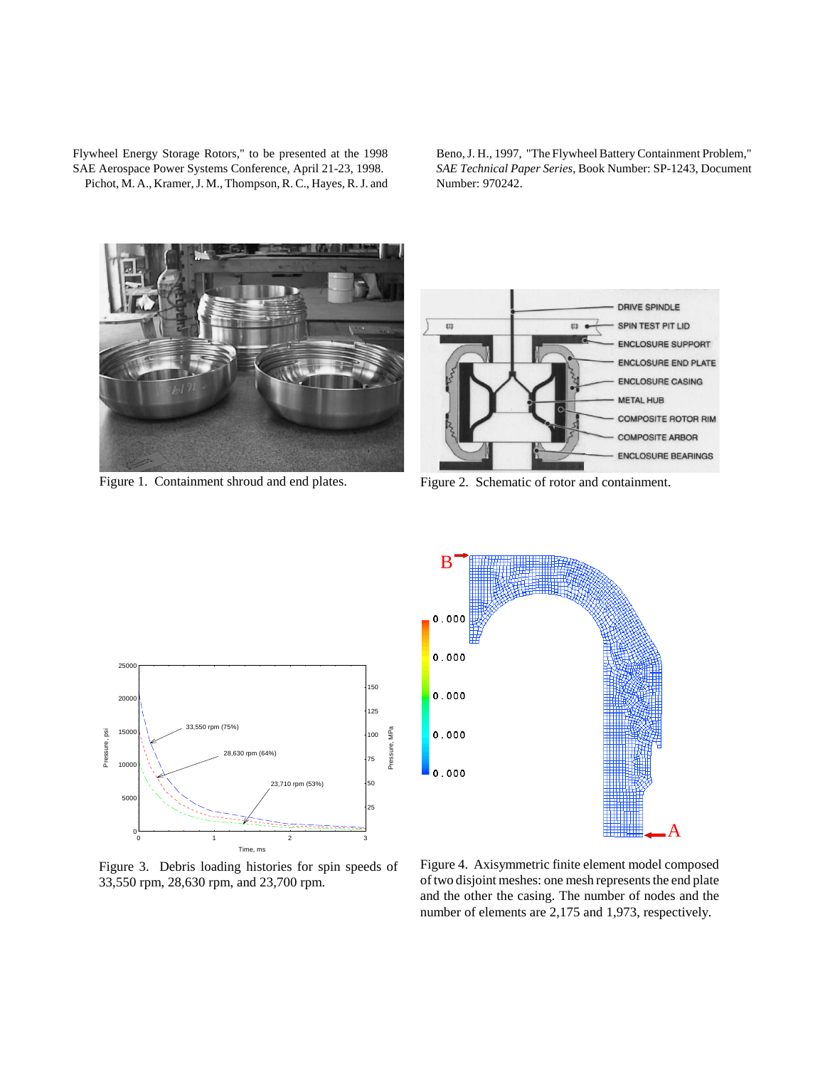Flywheel Energy Storage Rotors," to be presented at the 1998 SAE Aerospace Power Systems Conference, April 21-23, 1998.

Pichot, M. A., Kramer, J. M., Thompson, R. C., Hayes, R. J. and Beno, J. H., 1997, "The Flywheel Battery Containment Problem," *SAE Technical Paper Series*, Book Number: SP-1243, Document Number: 970242.

Figure 1. Containment shroud and end plates.

Figure 2. Schematic of rotor and containment.

Figure 3. Debris loading histories for spin speeds of 33,550 rpm, 28,630 rpm, and 23,700 rpm.

Figure 4. Axisymmetric finite element model composed of two disjoint meshes: one mesh represents the end plate and the other the casing. The number of nodes and the number of elements are 2,175 and 1,973, respectively.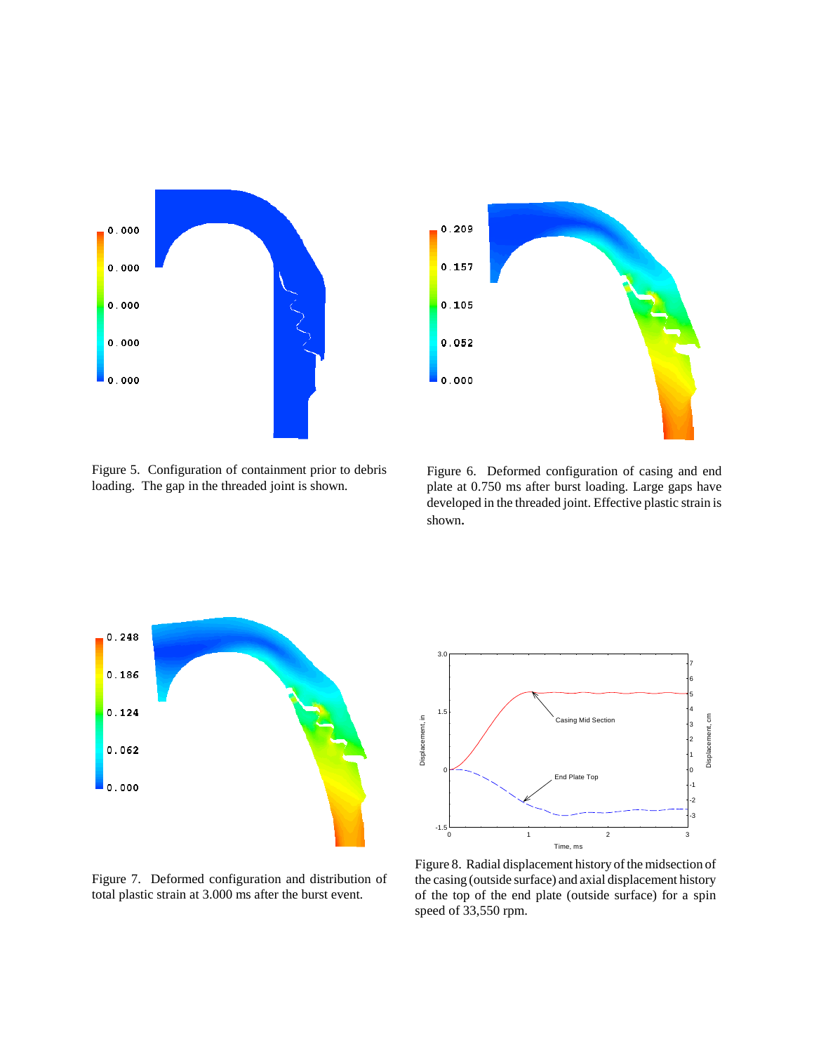Figure 5. Configuration of containment prior to debris loading. The gap in the threaded joint is shown.

Figure 6. Deformed configuration of casing and end plate at 0.750 ms after burst loading. Large gaps have developed in the threaded joint. Effective plastic strain is shown.

Figure 7. Deformed configuration and distribution of total plastic strain at 3.000 ms after the burst event.

Figure 8. Radial displacement history of the midsection of the casing (outside surface) and axial displacement history of the top of the end plate (outside surface) for a spin speed of 33,550 rpm.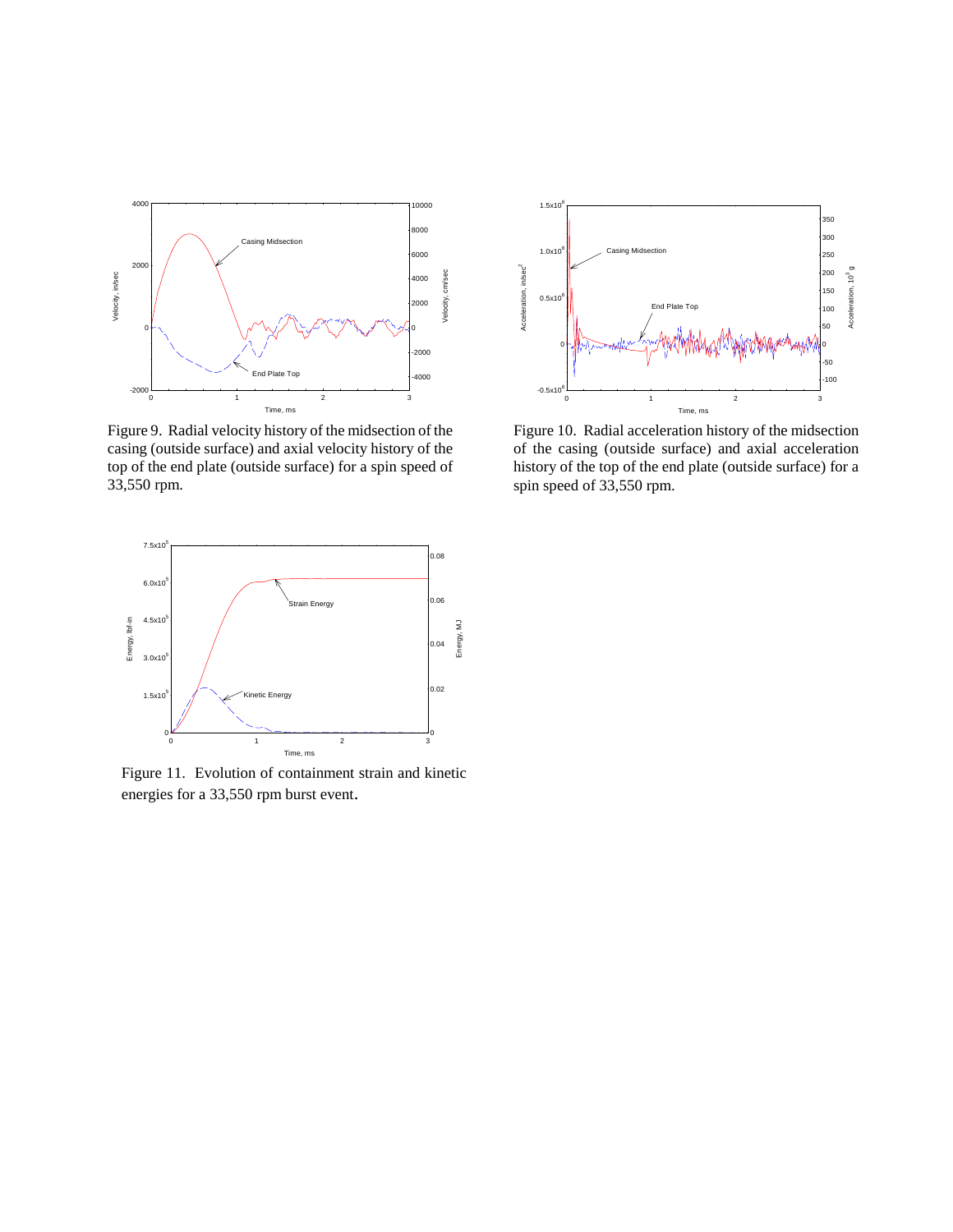4000

2000

0

-2000

Velocity, in/sec

10000

8000

6000

4000

2000

0

-2000

-4000

Velocity, cm/sec

Casing Midsection

End Plate Top

0 1 2 3

Time, ms

Figure 9. Radial velocity history of the midsection of the casing (outside surface) and axial velocity history of the top of the end plate (outside surface) for a spin speed of 33,550 rpm.

$1.5\text{x}10^6$

$1.0\text{x}10^6$

$0.5\text{x}10^6$

0

$-0.5\text{x}10^6$

Acceleration, in/sec$^2$

350

300

250

200

150

100

50

0

-50

-100

Acceleration, $10^3$ g

Casing Midsection

End Plate Top

0 1 2 3

Time, ms

Figure 10. Radial acceleration history of the midsection of the casing (outside surface) and axial acceleration history of the top of the end plate (outside surface) for a spin speed of 33,550 rpm.

$7.5\text{x}10^5$

$6.0\text{x}10^5$

$4.5\text{x}10^5$

$3.0\text{x}10^5$

$1.5\text{x}10^5$

0

Energy, lbf-in

0.08

0.06

0.04

0.02

0

Energy, MJ

Strain Energy

Kinetic Energy

0 1 2 3

Time, ms

Figure 11. Evolution of containment strain and kinetic energies for a 33,550 rpm burst event.